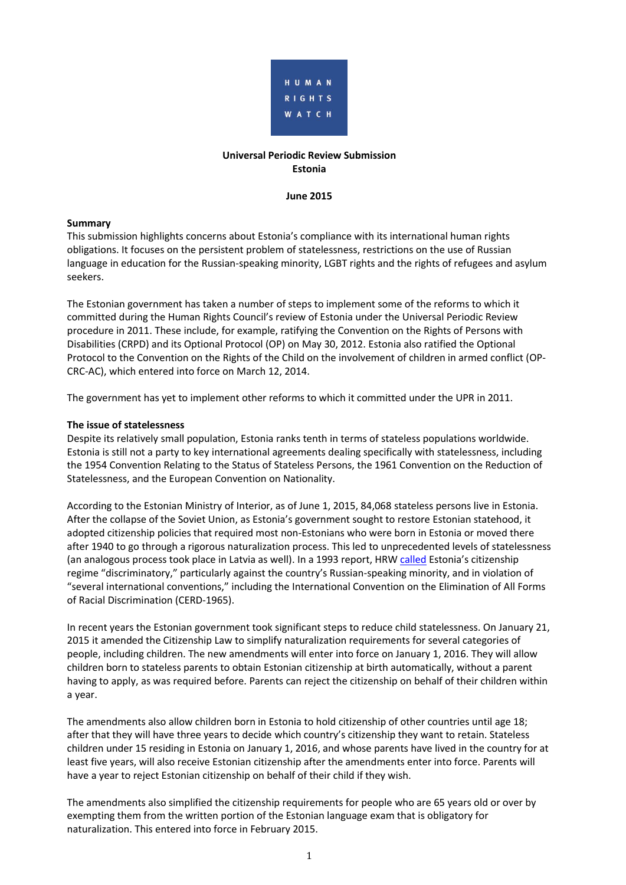HUMAN RIGHTS WATCH

**Universal Periodic Review Submission**
**Estonia**

**June 2015**

**Summary**

This submission highlights concerns about Estonia's compliance with its international human rights obligations. It focuses on the persistent problem of statelessness, restrictions on the use of Russian language in education for the Russian-speaking minority, LGBT rights and the rights of refugees and asylum seekers.

The Estonian government has taken a number of steps to implement some of the reforms to which it committed during the Human Rights Council's review of Estonia under the Universal Periodic Review procedure in 2011. These include, for example, ratifying the Convention on the Rights of Persons with Disabilities (CRPD) and its Optional Protocol (OP) on May 30, 2012. Estonia also ratified the Optional Protocol to the Convention on the Rights of the Child on the involvement of children in armed conflict (OP-CRC-AC), which entered into force on March 12, 2014.

The government has yet to implement other reforms to which it committed under the UPR in 2011.

**The issue of statelessness**

Despite its relatively small population, Estonia ranks tenth in terms of stateless populations worldwide. Estonia is still not a party to key international agreements dealing specifically with statelessness, including the 1954 Convention Relating to the Status of Stateless Persons, the 1961 Convention on the Reduction of Statelessness, and the European Convention on Nationality.

According to the Estonian Ministry of Interior, as of June 1, 2015, 84,068 stateless persons live in Estonia. After the collapse of the Soviet Union, as Estonia's government sought to restore Estonian statehood, it adopted citizenship policies that required most non-Estonians who were born in Estonia or moved there after 1940 to go through a rigorous naturalization process. This led to unprecedented levels of statelessness (an analogous process took place in Latvia as well). In a 1993 report, HRW called Estonia's citizenship regime "discriminatory," particularly against the country's Russian-speaking minority, and in violation of "several international conventions," including the International Convention on the Elimination of All Forms of Racial Discrimination (CERD-1965).

In recent years the Estonian government took significant steps to reduce child statelessness. On January 21, 2015 it amended the Citizenship Law to simplify naturalization requirements for several categories of people, including children. The new amendments will enter into force on January 1, 2016. They will allow children born to stateless parents to obtain Estonian citizenship at birth automatically, without a parent having to apply, as was required before. Parents can reject the citizenship on behalf of their children within a year.

The amendments also allow children born in Estonia to hold citizenship of other countries until age 18; after that they will have three years to decide which country's citizenship they want to retain. Stateless children under 15 residing in Estonia on January 1, 2016, and whose parents have lived in the country for at least five years, will also receive Estonian citizenship after the amendments enter into force. Parents will have a year to reject Estonian citizenship on behalf of their child if they wish.

The amendments also simplified the citizenship requirements for people who are 65 years old or over by exempting them from the written portion of the Estonian language exam that is obligatory for naturalization. This entered into force in February 2015.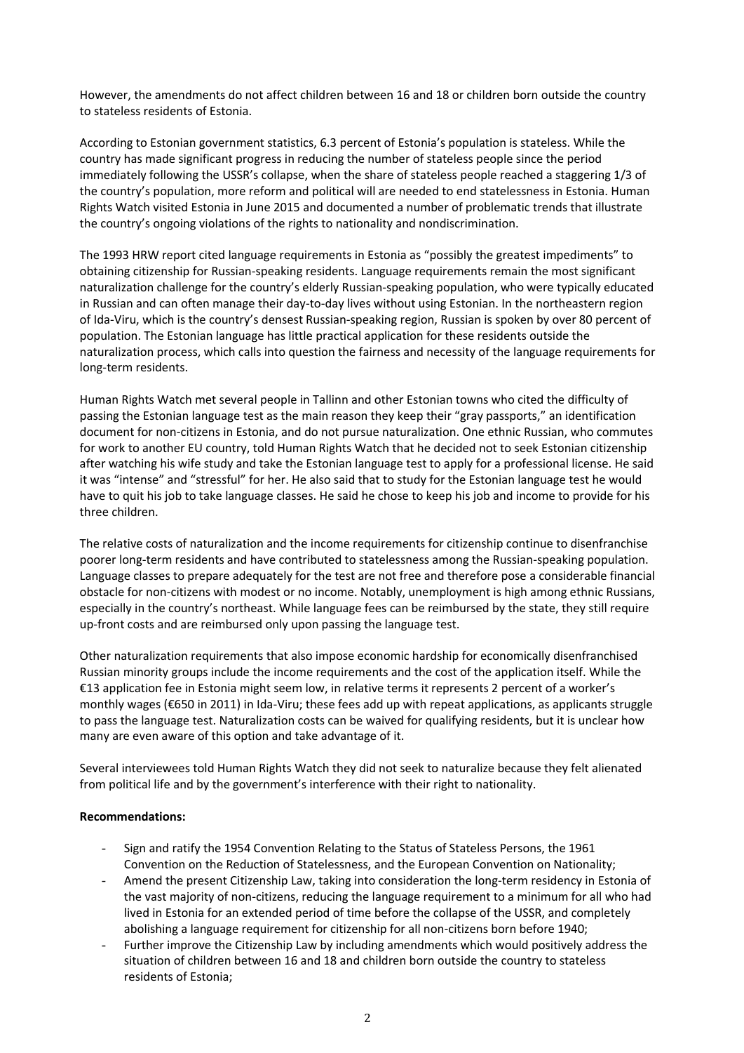However, the amendments do not affect children between 16 and 18 or children born outside the country to stateless residents of Estonia.

According to Estonian government statistics, 6.3 percent of Estonia's population is stateless. While the country has made significant progress in reducing the number of stateless people since the period immediately following the USSR's collapse, when the share of stateless people reached a staggering 1/3 of the country's population, more reform and political will are needed to end statelessness in Estonia. Human Rights Watch visited Estonia in June 2015 and documented a number of problematic trends that illustrate the country's ongoing violations of the rights to nationality and nondiscrimination.

The 1993 HRW report cited language requirements in Estonia as "possibly the greatest impediments" to obtaining citizenship for Russian-speaking residents. Language requirements remain the most significant naturalization challenge for the country's elderly Russian-speaking population, who were typically educated in Russian and can often manage their day-to-day lives without using Estonian. In the northeastern region of Ida-Viru, which is the country's densest Russian-speaking region, Russian is spoken by over 80 percent of population. The Estonian language has little practical application for these residents outside the naturalization process, which calls into question the fairness and necessity of the language requirements for long-term residents.

Human Rights Watch met several people in Tallinn and other Estonian towns who cited the difficulty of passing the Estonian language test as the main reason they keep their "gray passports," an identification document for non-citizens in Estonia, and do not pursue naturalization. One ethnic Russian, who commutes for work to another EU country, told Human Rights Watch that he decided not to seek Estonian citizenship after watching his wife study and take the Estonian language test to apply for a professional license. He said it was "intense" and "stressful" for her. He also said that to study for the Estonian language test he would have to quit his job to take language classes. He said he chose to keep his job and income to provide for his three children.

The relative costs of naturalization and the income requirements for citizenship continue to disenfranchise poorer long-term residents and have contributed to statelessness among the Russian-speaking population. Language classes to prepare adequately for the test are not free and therefore pose a considerable financial obstacle for non-citizens with modest or no income. Notably, unemployment is high among ethnic Russians, especially in the country's northeast. While language fees can be reimbursed by the state, they still require up-front costs and are reimbursed only upon passing the language test.

Other naturalization requirements that also impose economic hardship for economically disenfranchised Russian minority groups include the income requirements and the cost of the application itself. While the €13 application fee in Estonia might seem low, in relative terms it represents 2 percent of a worker's monthly wages (€650 in 2011) in Ida-Viru; these fees add up with repeat applications, as applicants struggle to pass the language test. Naturalization costs can be waived for qualifying residents, but it is unclear how many are even aware of this option and take advantage of it.

Several interviewees told Human Rights Watch they did not seek to naturalize because they felt alienated from political life and by the government's interference with their right to nationality.

**Recommendations:**

- Sign and ratify the 1954 Convention Relating to the Status of Stateless Persons, the 1961 Convention on the Reduction of Statelessness, and the European Convention on Nationality;
- Amend the present Citizenship Law, taking into consideration the long-term residency in Estonia of the vast majority of non-citizens, reducing the language requirement to a minimum for all who had lived in Estonia for an extended period of time before the collapse of the USSR, and completely abolishing a language requirement for citizenship for all non-citizens born before 1940;
- Further improve the Citizenship Law by including amendments which would positively address the situation of children between 16 and 18 and children born outside the country to stateless residents of Estonia;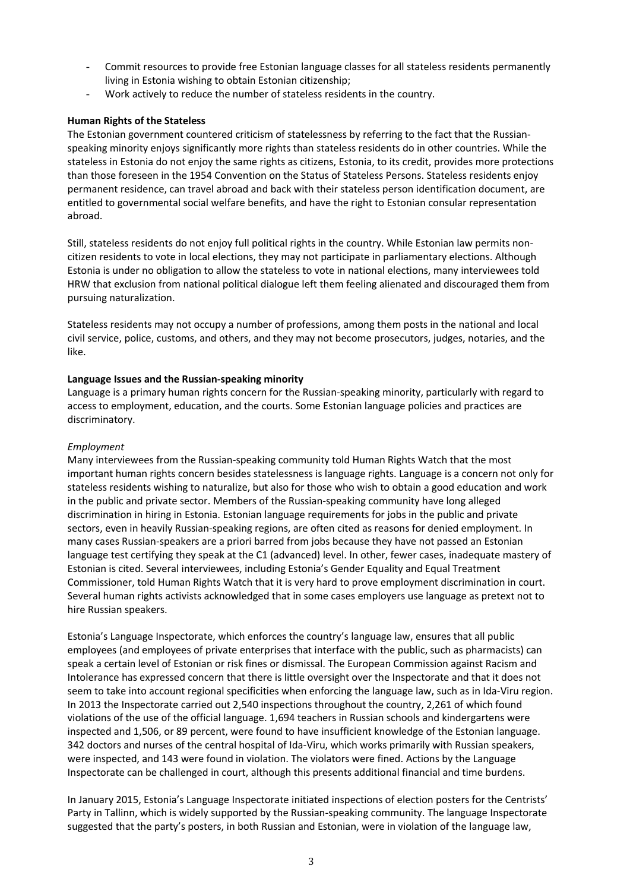- Commit resources to provide free Estonian language classes for all stateless residents permanently living in Estonia wishing to obtain Estonian citizenship;
- Work actively to reduce the number of stateless residents in the country.

**Human Rights of the Stateless**

The Estonian government countered criticism of statelessness by referring to the fact that the Russian-speaking minority enjoys significantly more rights than stateless residents do in other countries. While the stateless in Estonia do not enjoy the same rights as citizens, Estonia, to its credit, provides more protections than those foreseen in the 1954 Convention on the Status of Stateless Persons. Stateless residents enjoy permanent residence, can travel abroad and back with their stateless person identification document, are entitled to governmental social welfare benefits, and have the right to Estonian consular representation abroad.

Still, stateless residents do not enjoy full political rights in the country. While Estonian law permits non-citizen residents to vote in local elections, they may not participate in parliamentary elections. Although Estonia is under no obligation to allow the stateless to vote in national elections, many interviewees told HRW that exclusion from national political dialogue left them feeling alienated and discouraged them from pursuing naturalization.

Stateless residents may not occupy a number of professions, among them posts in the national and local civil service, police, customs, and others, and they may not become prosecutors, judges, notaries, and the like.

**Language Issues and the Russian-speaking minority**

Language is a primary human rights concern for the Russian-speaking minority, particularly with regard to access to employment, education, and the courts. Some Estonian language policies and practices are discriminatory.

*Employment*

Many interviewees from the Russian-speaking community told Human Rights Watch that the most important human rights concern besides statelessness is language rights. Language is a concern not only for stateless residents wishing to naturalize, but also for those who wish to obtain a good education and work in the public and private sector. Members of the Russian-speaking community have long alleged discrimination in hiring in Estonia. Estonian language requirements for jobs in the public and private sectors, even in heavily Russian-speaking regions, are often cited as reasons for denied employment. In many cases Russian-speakers are a priori barred from jobs because they have not passed an Estonian language test certifying they speak at the C1 (advanced) level. In other, fewer cases, inadequate mastery of Estonian is cited. Several interviewees, including Estonia's Gender Equality and Equal Treatment Commissioner, told Human Rights Watch that it is very hard to prove employment discrimination in court. Several human rights activists acknowledged that in some cases employers use language as pretext not to hire Russian speakers.

Estonia's Language Inspectorate, which enforces the country's language law, ensures that all public employees (and employees of private enterprises that interface with the public, such as pharmacists) can speak a certain level of Estonian or risk fines or dismissal. The European Commission against Racism and Intolerance has expressed concern that there is little oversight over the Inspectorate and that it does not seem to take into account regional specificities when enforcing the language law, such as in Ida-Viru region. In 2013 the Inspectorate carried out 2,540 inspections throughout the country, 2,261 of which found violations of the use of the official language. 1,694 teachers in Russian schools and kindergartens were inspected and 1,506, or 89 percent, were found to have insufficient knowledge of the Estonian language. 342 doctors and nurses of the central hospital of Ida-Viru, which works primarily with Russian speakers, were inspected, and 143 were found in violation. The violators were fined. Actions by the Language Inspectorate can be challenged in court, although this presents additional financial and time burdens.

In January 2015, Estonia's Language Inspectorate initiated inspections of election posters for the Centrists' Party in Tallinn, which is widely supported by the Russian-speaking community. The language Inspectorate suggested that the party's posters, in both Russian and Estonian, were in violation of the language law,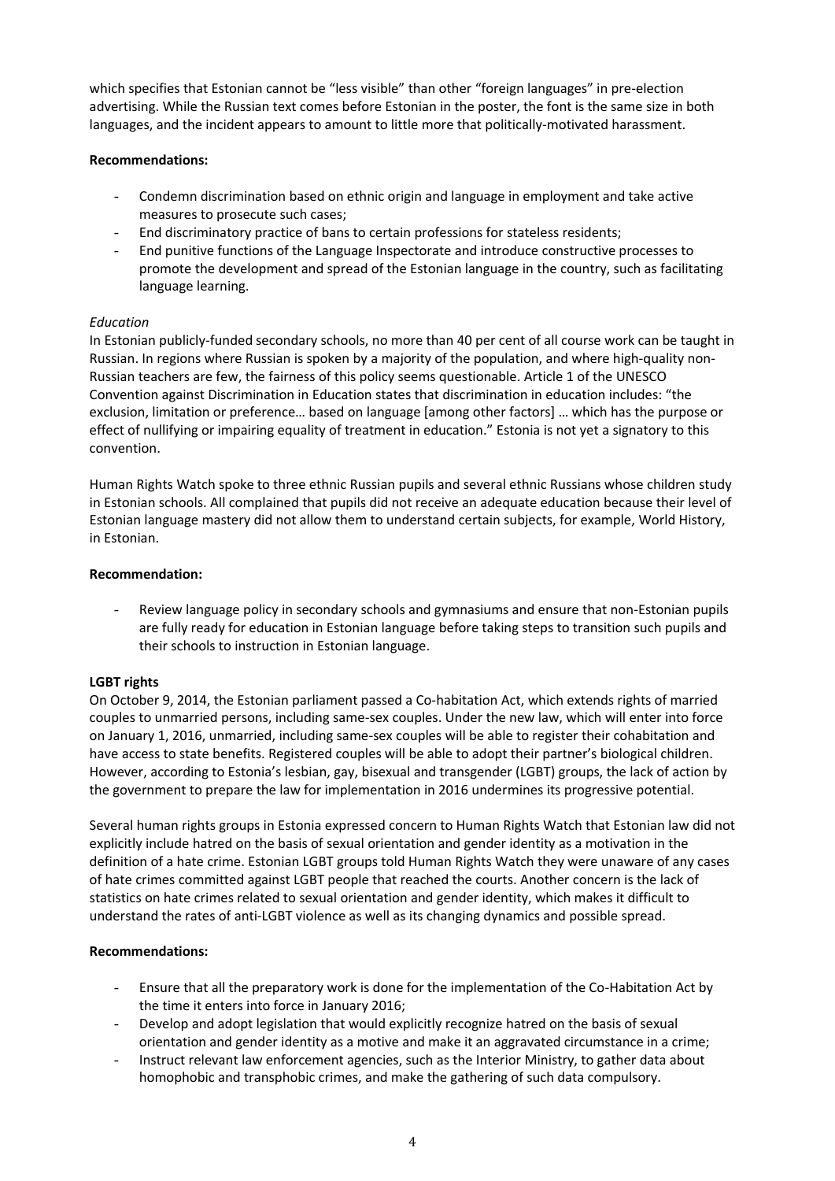which specifies that Estonian cannot be "less visible" than other "foreign languages" in pre-election advertising. While the Russian text comes before Estonian in the poster, the font is the same size in both languages, and the incident appears to amount to little more that politically-motivated harassment.

**Recommendations:**

- Condemn discrimination based on ethnic origin and language in employment and take active measures to prosecute such cases;
- End discriminatory practice of bans to certain professions for stateless residents;
- End punitive functions of the Language Inspectorate and introduce constructive processes to promote the development and spread of the Estonian language in the country, such as facilitating language learning.

*Education*

In Estonian publicly-funded secondary schools, no more than 40 per cent of all course work can be taught in Russian. In regions where Russian is spoken by a majority of the population, and where high-quality non-Russian teachers are few, the fairness of this policy seems questionable. Article 1 of the UNESCO Convention against Discrimination in Education states that discrimination in education includes: "the exclusion, limitation or preference… based on language [among other factors] … which has the purpose or effect of nullifying or impairing equality of treatment in education." Estonia is not yet a signatory to this convention.

Human Rights Watch spoke to three ethnic Russian pupils and several ethnic Russians whose children study in Estonian schools. All complained that pupils did not receive an adequate education because their level of Estonian language mastery did not allow them to understand certain subjects, for example, World History, in Estonian.

**Recommendation:**

- Review language policy in secondary schools and gymnasiums and ensure that non-Estonian pupils are fully ready for education in Estonian language before taking steps to transition such pupils and their schools to instruction in Estonian language.

**LGBT rights**

On October 9, 2014, the Estonian parliament passed a Co-habitation Act, which extends rights of married couples to unmarried persons, including same-sex couples. Under the new law, which will enter into force on January 1, 2016, unmarried, including same-sex couples will be able to register their cohabitation and have access to state benefits. Registered couples will be able to adopt their partner's biological children. However, according to Estonia's lesbian, gay, bisexual and transgender (LGBT) groups, the lack of action by the government to prepare the law for implementation in 2016 undermines its progressive potential.

Several human rights groups in Estonia expressed concern to Human Rights Watch that Estonian law did not explicitly include hatred on the basis of sexual orientation and gender identity as a motivation in the definition of a hate crime. Estonian LGBT groups told Human Rights Watch they were unaware of any cases of hate crimes committed against LGBT people that reached the courts. Another concern is the lack of statistics on hate crimes related to sexual orientation and gender identity, which makes it difficult to understand the rates of anti-LGBT violence as well as its changing dynamics and possible spread.

**Recommendations:**

- Ensure that all the preparatory work is done for the implementation of the Co-Habitation Act by the time it enters into force in January 2016;
- Develop and adopt legislation that would explicitly recognize hatred on the basis of sexual orientation and gender identity as a motive and make it an aggravated circumstance in a crime;
- Instruct relevant law enforcement agencies, such as the Interior Ministry, to gather data about homophobic and transphobic crimes, and make the gathering of such data compulsory.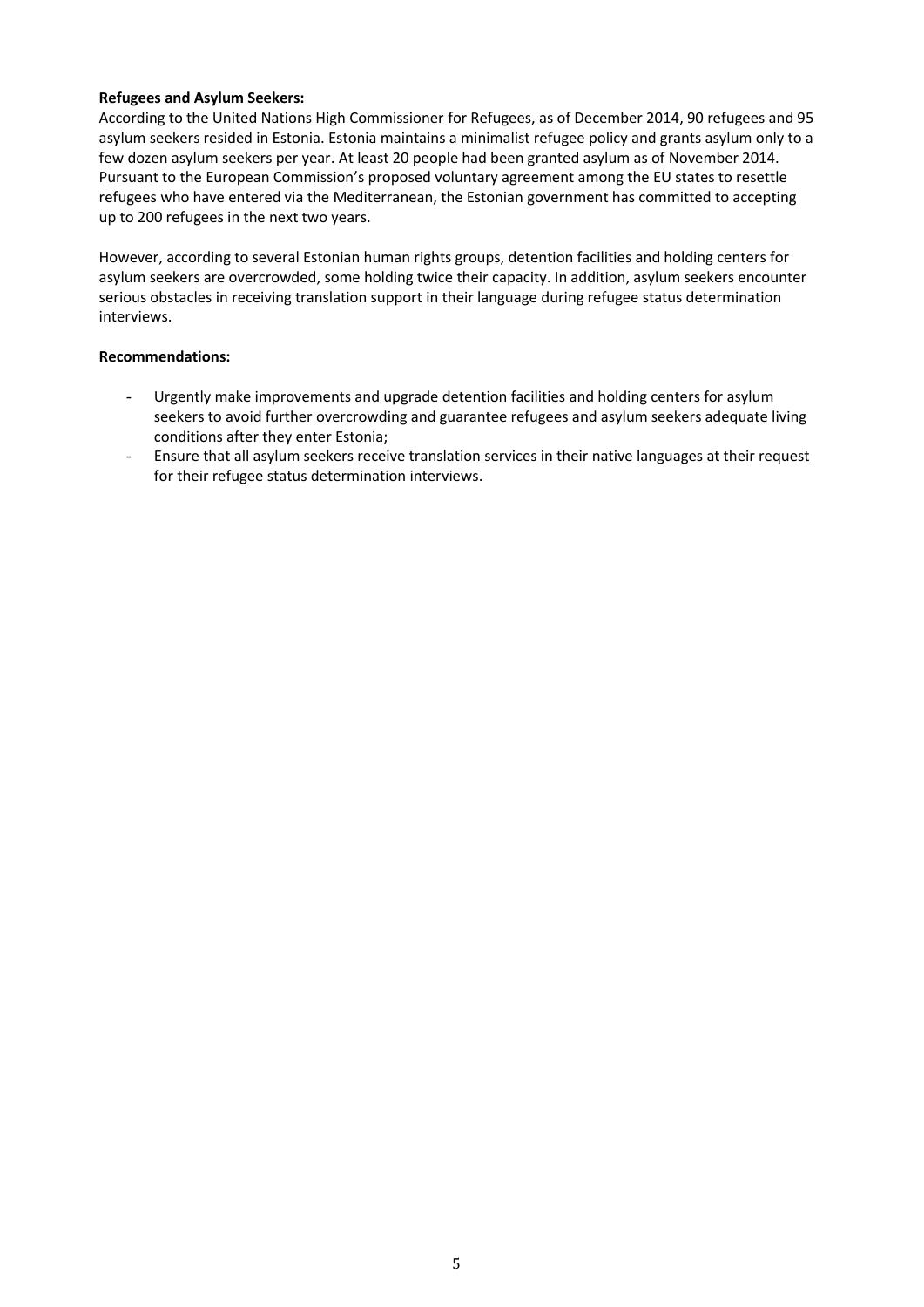**Refugees and Asylum Seekers:**

According to the United Nations High Commissioner for Refugees, as of December 2014, 90 refugees and 95 asylum seekers resided in Estonia. Estonia maintains a minimalist refugee policy and grants asylum only to a few dozen asylum seekers per year. At least 20 people had been granted asylum as of November 2014. Pursuant to the European Commission's proposed voluntary agreement among the EU states to resettle refugees who have entered via the Mediterranean, the Estonian government has committed to accepting up to 200 refugees in the next two years.

However, according to several Estonian human rights groups, detention facilities and holding centers for asylum seekers are overcrowded, some holding twice their capacity. In addition, asylum seekers encounter serious obstacles in receiving translation support in their language during refugee status determination interviews.

**Recommendations:**

- Urgently make improvements and upgrade detention facilities and holding centers for asylum seekers to avoid further overcrowding and guarantee refugees and asylum seekers adequate living conditions after they enter Estonia;
- Ensure that all asylum seekers receive translation services in their native languages at their request for their refugee status determination interviews.